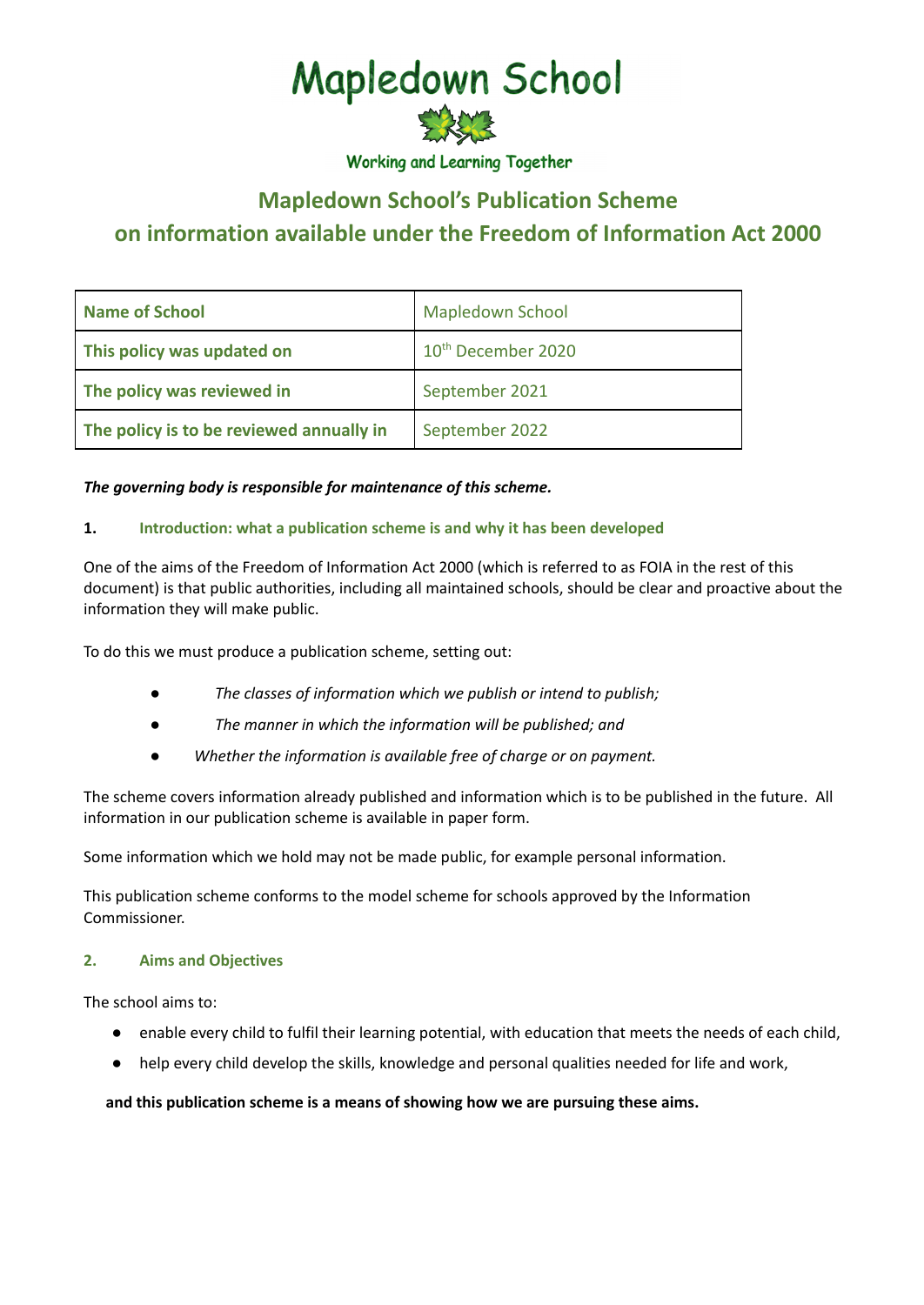# Mapledown School

Working and Learning Together

## Mapledown School's Publication Scheme on information available under the Freedom of Information Act 2000

| Name of School | Mapledown School |
|---|---|
| This policy was updated on | 10th December 2020 |
| The policy was reviewed in | September 2021 |
| The policy is to be reviewed annually in | September 2022 |

***The governing body is responsible for maintenance of this scheme.***

### 1. Introduction: what a publication scheme is and why it has been developed

One of the aims of the Freedom of Information Act 2000 (which is referred to as FOIA in the rest of this document) is that public authorities, including all maintained schools, should be clear and proactive about the information they will make public.

To do this we must produce a publication scheme, setting out:

- *The classes of information which we publish or intend to publish;*
- *The manner in which the information will be published; and*
- *Whether the information is available free of charge or on payment.*

The scheme covers information already published and information which is to be published in the future. All information in our publication scheme is available in paper form.

Some information which we hold may not be made public, for example personal information.

This publication scheme conforms to the model scheme for schools approved by the Information Commissioner.

### 2. Aims and Objectives

The school aims to:

- enable every child to fulfil their learning potential, with education that meets the needs of each child,
- help every child develop the skills, knowledge and personal qualities needed for life and work,

**and this publication scheme is a means of showing how we are pursuing these aims.**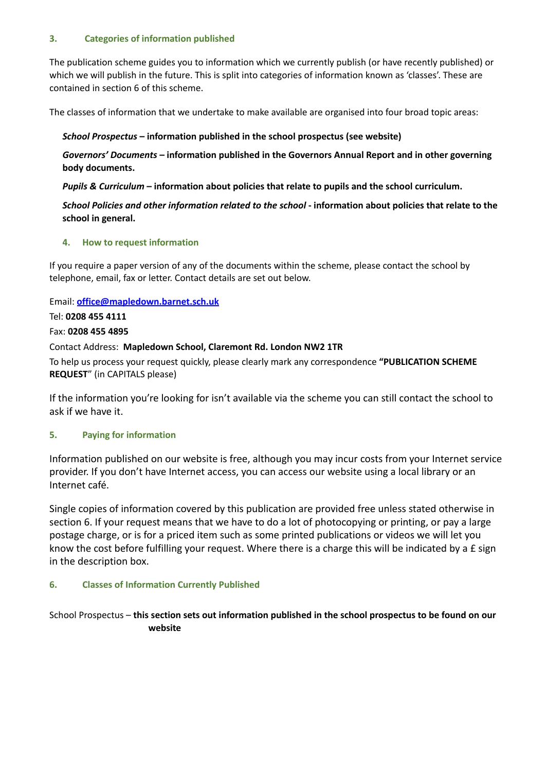## 3. Categories of information published

The publication scheme guides you to information which we currently publish (or have recently published) or which we will publish in the future. This is split into categories of information known as 'classes'. These are contained in section 6 of this scheme.

The classes of information that we undertake to make available are organised into four broad topic areas:

***School Prospectus* – information published in the school prospectus (see website)**

***Governors' Documents* – information published in the Governors Annual Report and in other governing body documents.**

***Pupils & Curriculum* – information about policies that relate to pupils and the school curriculum.**

***School Policies and other information related to the school* - information about policies that relate to the school in general.**

## 4. How to request information

If you require a paper version of any of the documents within the scheme, please contact the school by telephone, email, fax or letter. Contact details are set out below.

Email: **office@mapledown.barnet.sch.uk**

Tel: **0208 455 4111**

Fax: **0208 455 4895**

Contact Address: **Mapledown School, Claremont Rd. London NW2 1TR**

To help us process your request quickly, please clearly mark any correspondence **"PUBLICATION SCHEME REQUEST"** (in CAPITALS please)

If the information you're looking for isn't available via the scheme you can still contact the school to ask if we have it.

## 5. Paying for information

Information published on our website is free, although you may incur costs from your Internet service provider. If you don't have Internet access, you can access our website using a local library or an Internet café.

Single copies of information covered by this publication are provided free unless stated otherwise in section 6. If your request means that we have to do a lot of photocopying or printing, or pay a large postage charge, or is for a priced item such as some printed publications or videos we will let you know the cost before fulfilling your request. Where there is a charge this will be indicated by a £ sign in the description box.

## 6. Classes of Information Currently Published

School Prospectus – **this section sets out information published in the school prospectus to be found on our website**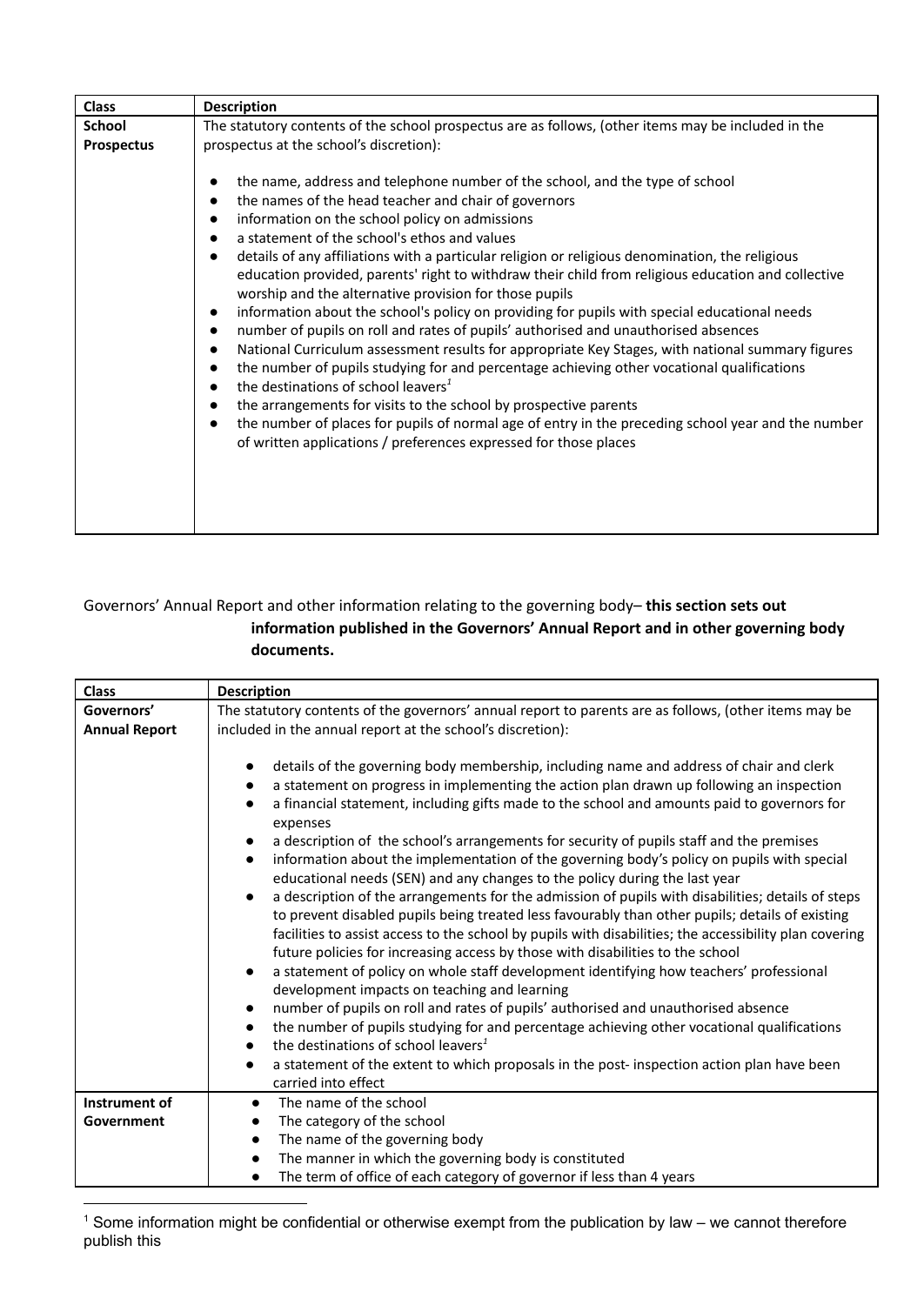| Class | Description |
| --- | --- |
| **School Prospectus** | The statutory contents of the school prospectus are as follows, (other items may be included in the prospectus at the school's discretion):<br><br>• the name, address and telephone number of the school, and the type of school<br>• the names of the head teacher and chair of governors<br>• information on the school policy on admissions<br>• a statement of the school's ethos and values<br>• details of any affiliations with a particular religion or religious denomination, the religious education provided, parents' right to withdraw their child from religious education and collective worship and the alternative provision for those pupils<br>• information about the school's policy on providing for pupils with special educational needs<br>• number of pupils on roll and rates of pupils' authorised and unauthorised absences<br>• National Curriculum assessment results for appropriate Key Stages, with national summary figures<br>• the number of pupils studying for and percentage achieving other vocational qualifications<br>• the destinations of school leavers[1]<br>• the arrangements for visits to the school by prospective parents<br>• the number of places for pupils of normal age of entry in the preceding school year and the number of written applications / preferences expressed for those places |

Governors' Annual Report and other information relating to the governing body– **this section sets out information published in the Governors' Annual Report and in other governing body documents.**

| Class | Description |
| --- | --- |
| **Governors' Annual Report** | The statutory contents of the governors' annual report to parents are as follows, (other items may be included in the annual report at the school's discretion):<br><br>• details of the governing body membership, including name and address of chair and clerk<br>• a statement on progress in implementing the action plan drawn up following an inspection<br>• a financial statement, including gifts made to the school and amounts paid to governors for expenses<br>• a description of the school's arrangements for security of pupils staff and the premises<br>• information about the implementation of the governing body's policy on pupils with special educational needs (SEN) and any changes to the policy during the last year<br>• a description of the arrangements for the admission of pupils with disabilities; details of steps to prevent disabled pupils being treated less favourably than other pupils; details of existing facilities to assist access to the school by pupils with disabilities; the accessibility plan covering future policies for increasing access by those with disabilities to the school<br>• a statement of policy on whole staff development identifying how teachers' professional development impacts on teaching and learning<br>• number of pupils on roll and rates of pupils' authorised and unauthorised absence<br>• the number of pupils studying for and percentage achieving other vocational qualifications<br>• the destinations of school leavers[1]<br>• a statement of the extent to which proposals in the post- inspection action plan have been carried into effect |
| **Instrument of Government** | • The name of the school<br>• The category of the school<br>• The name of the governing body<br>• The manner in which the governing body is constituted<br>• The term of office of each category of governor if less than 4 years |

[1] Some information might be confidential or otherwise exempt from the publication by law – we cannot therefore publish this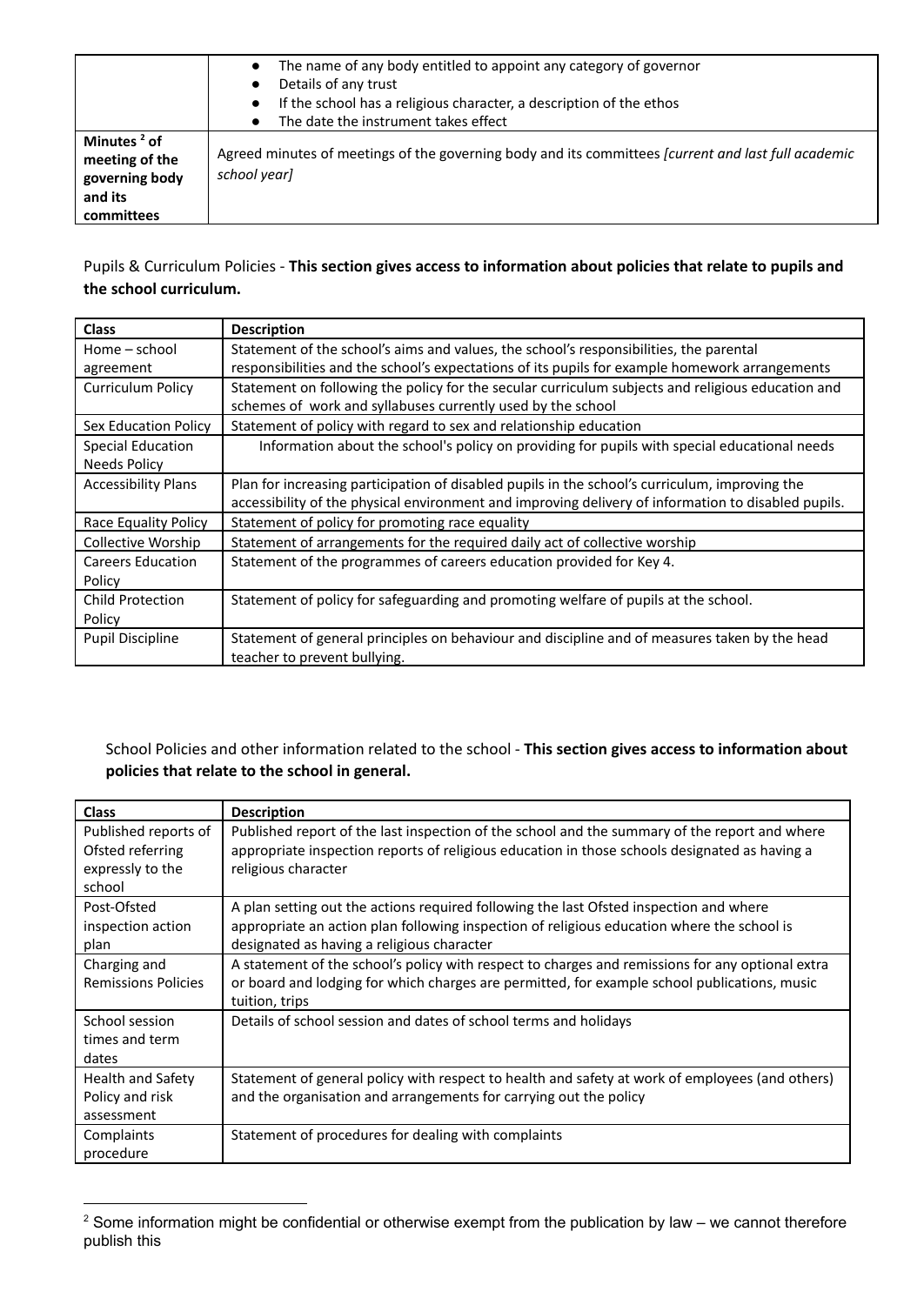| | |
|---|---|
| | • The name of any body entitled to appoint any category of governor<br>• Details of any trust<br>• If the school has a religious character, a description of the ethos<br>• The date the instrument takes effect |
| **Minutes [2] of meeting of the governing body and its committees** | Agreed minutes of meetings of the governing body and its committees *[current and last full academic school year]* |

Pupils & Curriculum Policies - **This section gives access to information about policies that relate to pupils and the school curriculum.**

| **Class** | **Description** |
|---|---|
| Home – school agreement | Statement of the school's aims and values, the school's responsibilities, the parental responsibilities and the school's expectations of its pupils for example homework arrangements |
| Curriculum Policy | Statement on following the policy for the secular curriculum subjects and religious education and schemes of work and syllabuses currently used by the school |
| Sex Education Policy | Statement of policy with regard to sex and relationship education |
| Special Education Needs Policy | Information about the school's policy on providing for pupils with special educational needs |
| Accessibility Plans | Plan for increasing participation of disabled pupils in the school's curriculum, improving the accessibility of the physical environment and improving delivery of information to disabled pupils. |
| Race Equality Policy | Statement of policy for promoting race equality |
| Collective Worship | Statement of arrangements for the required daily act of collective worship |
| Careers Education Policy | Statement of the programmes of careers education provided for Key 4. |
| Child Protection Policy | Statement of policy for safeguarding and promoting welfare of pupils at the school. |
| Pupil Discipline | Statement of general principles on behaviour and discipline and of measures taken by the head teacher to prevent bullying. |

School Policies and other information related to the school - **This section gives access to information about policies that relate to the school in general.**

| **Class** | **Description** |
|---|---|
| Published reports of Ofsted referring expressly to the school | Published report of the last inspection of the school and the summary of the report and where appropriate inspection reports of religious education in those schools designated as having a religious character |
| Post-Ofsted inspection action plan | A plan setting out the actions required following the last Ofsted inspection and where appropriate an action plan following inspection of religious education where the school is designated as having a religious character |
| Charging and Remissions Policies | A statement of the school's policy with respect to charges and remissions for any optional extra or board and lodging for which charges are permitted, for example school publications, music tuition, trips |
| School session times and term dates | Details of school session and dates of school terms and holidays |
| Health and Safety Policy and risk assessment | Statement of general policy with respect to health and safety at work of employees (and others) and the organisation and arrangements for carrying out the policy |
| Complaints procedure | Statement of procedures for dealing with complaints |

[2] Some information might be confidential or otherwise exempt from the publication by law – we cannot therefore publish this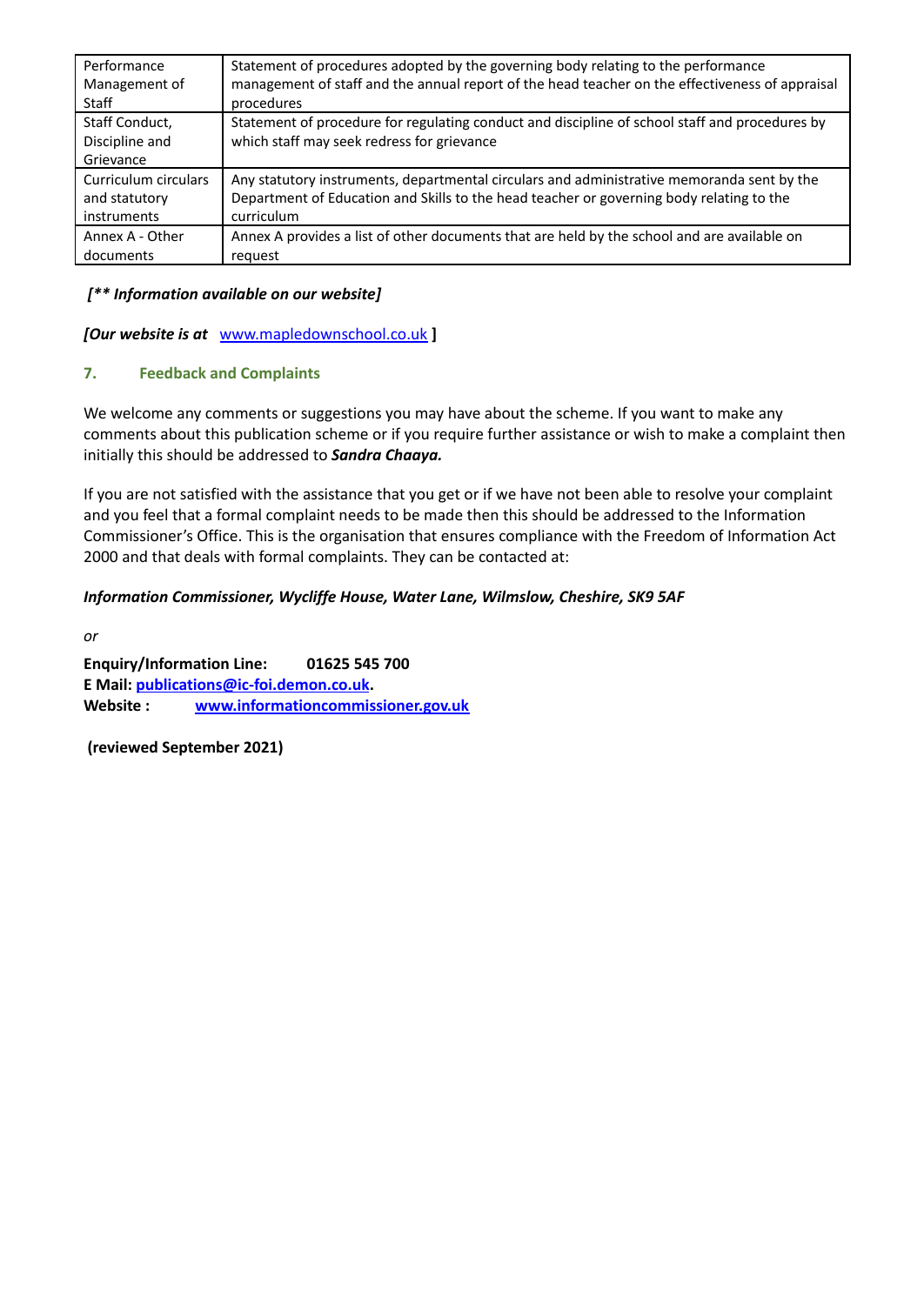| | |
|---|---|
| Performance Management of Staff | Statement of procedures adopted by the governing body relating to the performance management of staff and the annual report of the head teacher on the effectiveness of appraisal procedures |
| Staff Conduct, Discipline and Grievance | Statement of procedure for regulating conduct and discipline of school staff and procedures by which staff may seek redress for grievance |
| Curriculum circulars and statutory instruments | Any statutory instruments, departmental circulars and administrative memoranda sent by the Department of Education and Skills to the head teacher or governing body relating to the curriculum |
| Annex A - Other documents | Annex A provides a list of other documents that are held by the school and are available on request |

***[** Information available on our website]***

***[Our website is at*** www.mapledownschool.co.uk **]**

## 7. Feedback and Complaints

We welcome any comments or suggestions you may have about the scheme. If you want to make any comments about this publication scheme or if you require further assistance or wish to make a complaint then initially this should be addressed to ***Sandra Chaaya.***

If you are not satisfied with the assistance that you get or if we have not been able to resolve your complaint and you feel that a formal complaint needs to be made then this should be addressed to the Information Commissioner's Office. This is the organisation that ensures compliance with the Freedom of Information Act 2000 and that deals with formal complaints. They can be contacted at:

***Information Commissioner, Wycliffe House, Water Lane, Wilmslow, Cheshire, SK9 5AF***

*or*

**Enquiry/Information Line: 01625 545 700**
**E Mail: publications@ic-foi.demon.co.uk.**
**Website : www.informationcommissioner.gov.uk**

**(reviewed September 2021)**